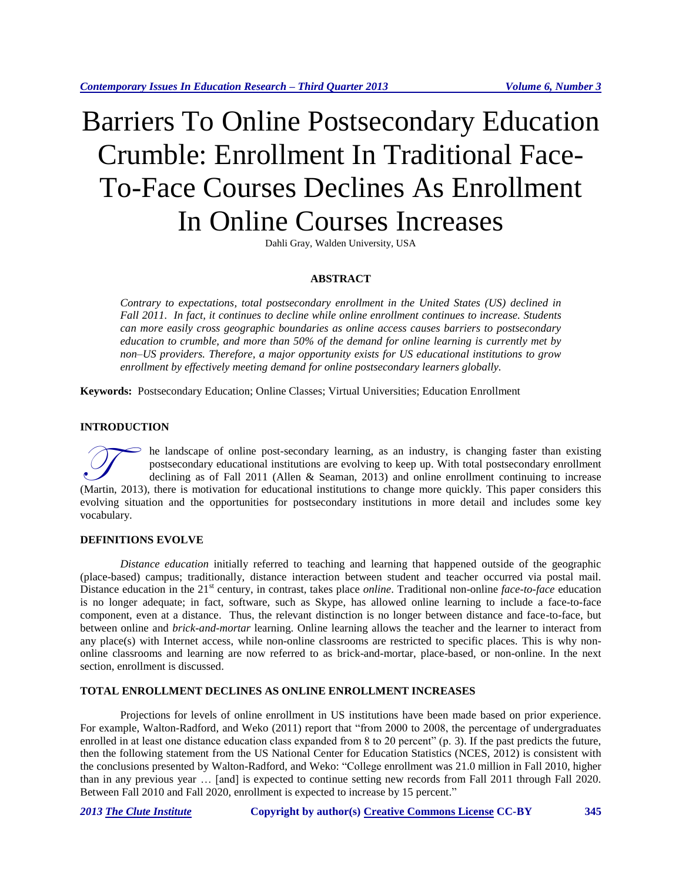# Barriers To Online Postsecondary Education Crumble: Enrollment In Traditional Face-To-Face Courses Declines As Enrollment In Online Courses Increases

Dahli Gray, Walden University, USA

## ABSTRACT

*Contrary to expectations, total postsecondary enrollment in the United States (US) declined in Fall 2011. In fact, it continues to decline while online enrollment continues to increase. Students can more easily cross geographic boundaries as online access causes barriers to postsecondary education to crumble, and more than 50% of the demand for online learning is currently met by non–US providers. Therefore, a major opportunity exists for US educational institutions to grow enrollment by effectively meeting demand for online postsecondary learners globally.*

**Keywords:** Postsecondary Education; Online Classes; Virtual Universities; Education Enrollment

## INTRODUCTION

The landscape of online post-secondary learning, as an industry, is changing faster than existing postsecondary educational institutions are evolving to keep up. With total postsecondary enrollment declining as of Fall 2011 (Allen & Seaman, 2013) and online enrollment continuing to increase (Martin, 2013), there is motivation for educational institutions to change more quickly. This paper considers this evolving situation and the opportunities for postsecondary institutions in more detail and includes some key vocabulary.

## DEFINITIONS EVOLVE

*Distance education* initially referred to teaching and learning that happened outside of the geographic (place-based) campus; traditionally, distance interaction between student and teacher occurred via postal mail. Distance education in the 21st century, in contrast, takes place *online*. Traditional non-online *face-to-face* education is no longer adequate; in fact, software, such as Skype, has allowed online learning to include a face-to-face component, even at a distance. Thus, the relevant distinction is no longer between distance and face-to-face, but between online and *brick-and-mortar* learning. Online learning allows the teacher and the learner to interact from any place(s) with Internet access, while non-online classrooms are restricted to specific places. This is why non-online classrooms and learning are now referred to as brick-and-mortar, place-based, or non-online. In the next section, enrollment is discussed.

## TOTAL ENROLLMENT DECLINES AS ONLINE ENROLLMENT INCREASES

Projections for levels of online enrollment in US institutions have been made based on prior experience. For example, Walton-Radford, and Weko (2011) report that "from 2000 to 2008, the percentage of undergraduates enrolled in at least one distance education class expanded from 8 to 20 percent" (p. 3). If the past predicts the future, then the following statement from the US National Center for Education Statistics (NCES, 2012) is consistent with the conclusions presented by Walton-Radford, and Weko: "College enrollment was 21.0 million in Fall 2010, higher than in any previous year … [and] is expected to continue setting new records from Fall 2011 through Fall 2020. Between Fall 2010 and Fall 2020, enrollment is expected to increase by 15 percent."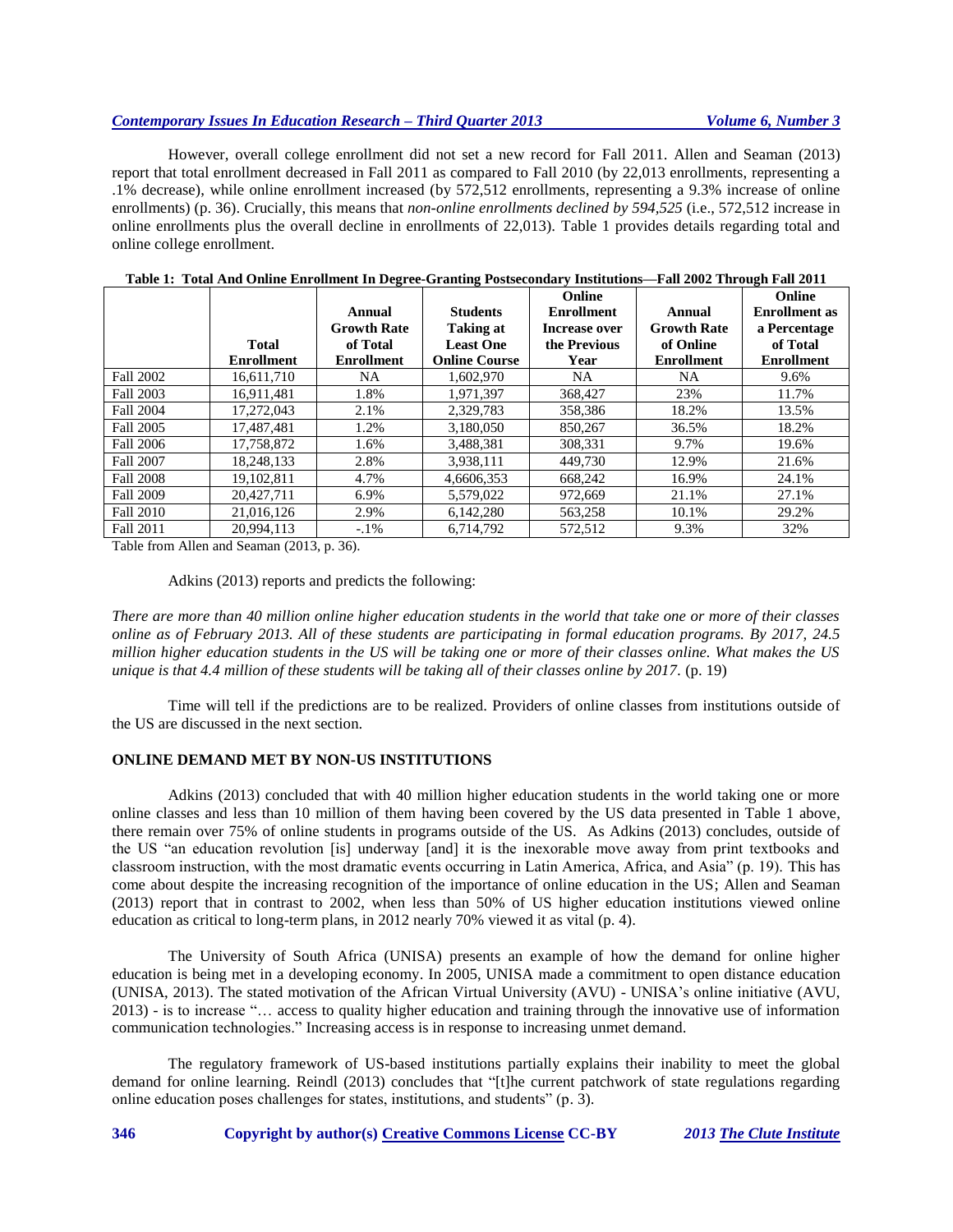However, overall college enrollment did not set a new record for Fall 2011. Allen and Seaman (2013) report that total enrollment decreased in Fall 2011 as compared to Fall 2010 (by 22,013 enrollments, representing a .1% decrease), while online enrollment increased (by 572,512 enrollments, representing a 9.3% increase of online enrollments) (p. 36). Crucially, this means that *non-online enrollments declined by 594,525* (i.e., 572,512 increase in online enrollments plus the overall decline in enrollments of 22,013). Table 1 provides details regarding total and online college enrollment.

**Table 1: Total And Online Enrollment In Degree-Granting Postsecondary Institutions—Fall 2002 Through Fall 2011**

| | Total Enrollment | Annual Growth Rate of Total Enrollment | Students Taking at Least One Online Course | Online Enrollment Increase over the Previous Year | Annual Growth Rate of Online Enrollment | Online Enrollment as a Percentage of Total Enrollment |
|---|---|---|---|---|---|---|
| Fall 2002 | 16,611,710 | NA | 1,602,970 | NA | NA | 9.6% |
| Fall 2003 | 16,911,481 | 1.8% | 1,971,397 | 368,427 | 23% | 11.7% |
| Fall 2004 | 17,272,043 | 2.1% | 2,329,783 | 358,386 | 18.2% | 13.5% |
| Fall 2005 | 17,487,481 | 1.2% | 3,180,050 | 850,267 | 36.5% | 18.2% |
| Fall 2006 | 17,758,872 | 1.6% | 3,488,381 | 308,331 | 9.7% | 19.6% |
| Fall 2007 | 18,248,133 | 2.8% | 3,938,111 | 449,730 | 12.9% | 21.6% |
| Fall 2008 | 19,102,811 | 4.7% | 4,6606,353 | 668,242 | 16.9% | 24.1% |
| Fall 2009 | 20,427,711 | 6.9% | 5,579,022 | 972,669 | 21.1% | 27.1% |
| Fall 2010 | 21,016,126 | 2.9% | 6,142,280 | 563,258 | 10.1% | 29.2% |
| Fall 2011 | 20,994,113 | -.1% | 6,714,792 | 572,512 | 9.3% | 32% |

Table from Allen and Seaman (2013, p. 36).

Adkins (2013) reports and predicts the following:

*There are more than 40 million online higher education students in the world that take one or more of their classes online as of February 2013. All of these students are participating in formal education programs. By 2017, 24.5 million higher education students in the US will be taking one or more of their classes online. What makes the US unique is that 4.4 million of these students will be taking all of their classes online by 2017.* (p. 19)

Time will tell if the predictions are to be realized. Providers of online classes from institutions outside of the US are discussed in the next section.

## ONLINE DEMAND MET BY NON-US INSTITUTIONS

Adkins (2013) concluded that with 40 million higher education students in the world taking one or more online classes and less than 10 million of them having been covered by the US data presented in Table 1 above, there remain over 75% of online students in programs outside of the US. As Adkins (2013) concludes, outside of the US "an education revolution [is] underway [and] it is the inexorable move away from print textbooks and classroom instruction, with the most dramatic events occurring in Latin America, Africa, and Asia" (p. 19). This has come about despite the increasing recognition of the importance of online education in the US; Allen and Seaman (2013) report that in contrast to 2002, when less than 50% of US higher education institutions viewed online education as critical to long-term plans, in 2012 nearly 70% viewed it as vital (p. 4).

The University of South Africa (UNISA) presents an example of how the demand for online higher education is being met in a developing economy. In 2005, UNISA made a commitment to open distance education (UNISA, 2013). The stated motivation of the African Virtual University (AVU) - UNISA's online initiative (AVU, 2013) - is to increase "… access to quality higher education and training through the innovative use of information communication technologies." Increasing access is in response to increasing unmet demand.

The regulatory framework of US-based institutions partially explains their inability to meet the global demand for online learning. Reindl (2013) concludes that "[t]he current patchwork of state regulations regarding online education poses challenges for states, institutions, and students" (p. 3).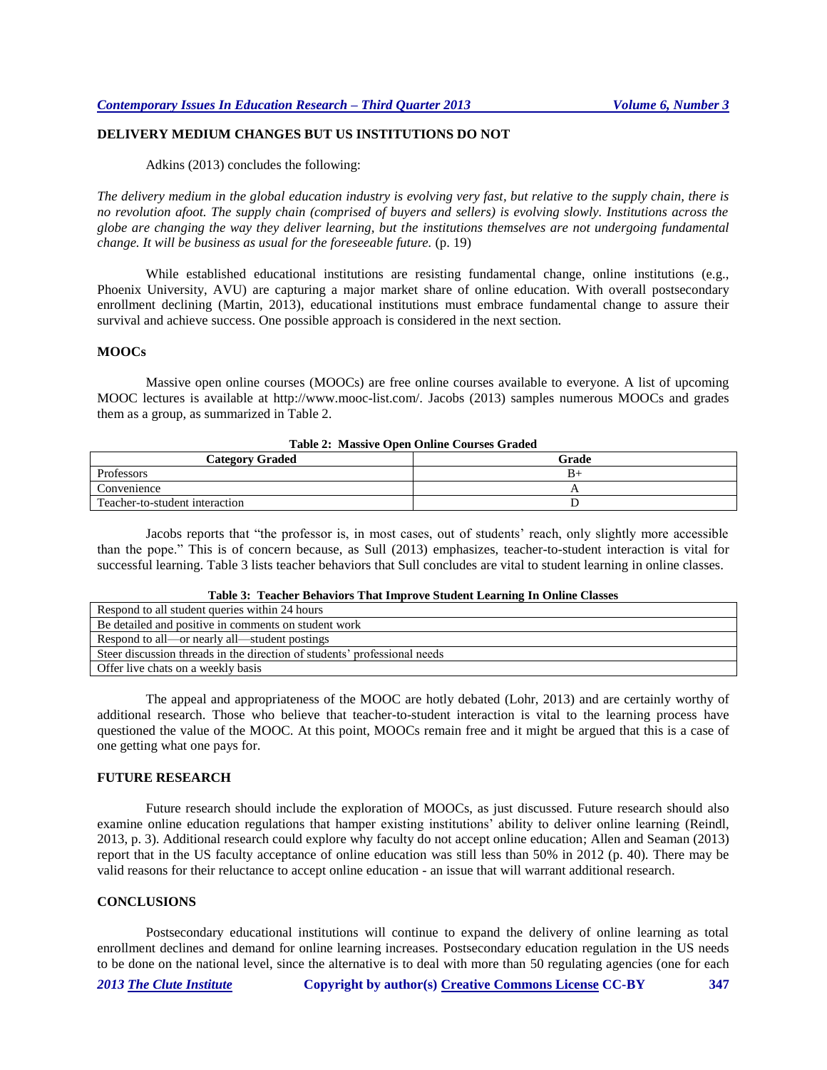## DELIVERY MEDIUM CHANGES BUT US INSTITUTIONS DO NOT

Adkins (2013) concludes the following:

*The delivery medium in the global education industry is evolving very fast, but relative to the supply chain, there is no revolution afoot. The supply chain (comprised of buyers and sellers) is evolving slowly. Institutions across the globe are changing the way they deliver learning, but the institutions themselves are not undergoing fundamental change. It will be business as usual for the foreseeable future.* (p. 19)

While established educational institutions are resisting fundamental change, online institutions (e.g., Phoenix University, AVU) are capturing a major market share of online education. With overall postsecondary enrollment declining (Martin, 2013), educational institutions must embrace fundamental change to assure their survival and achieve success. One possible approach is considered in the next section.

## MOOCs

Massive open online courses (MOOCs) are free online courses available to everyone. A list of upcoming MOOC lectures is available at http://www.mooc-list.com/. Jacobs (2013) samples numerous MOOCs and grades them as a group, as summarized in Table 2.

**Table 2: Massive Open Online Courses Graded**

| Category Graded | Grade |
|---|---|
| Professors | B+ |
| Convenience | A |
| Teacher-to-student interaction | D |

Jacobs reports that "the professor is, in most cases, out of students' reach, only slightly more accessible than the pope." This is of concern because, as Sull (2013) emphasizes, teacher-to-student interaction is vital for successful learning. Table 3 lists teacher behaviors that Sull concludes are vital to student learning in online classes.

**Table 3: Teacher Behaviors That Improve Student Learning In Online Classes**

| |
|---|
| Respond to all student queries within 24 hours |
| Be detailed and positive in comments on student work |
| Respond to all—or nearly all—student postings |
| Steer discussion threads in the direction of students' professional needs |
| Offer live chats on a weekly basis |

The appeal and appropriateness of the MOOC are hotly debated (Lohr, 2013) and are certainly worthy of additional research. Those who believe that teacher-to-student interaction is vital to the learning process have questioned the value of the MOOC. At this point, MOOCs remain free and it might be argued that this is a case of one getting what one pays for.

## FUTURE RESEARCH

Future research should include the exploration of MOOCs, as just discussed. Future research should also examine online education regulations that hamper existing institutions' ability to deliver online learning (Reindl, 2013, p. 3). Additional research could explore why faculty do not accept online education; Allen and Seaman (2013) report that in the US faculty acceptance of online education was still less than 50% in 2012 (p. 40). There may be valid reasons for their reluctance to accept online education - an issue that will warrant additional research.

## CONCLUSIONS

Postsecondary educational institutions will continue to expand the delivery of online learning as total enrollment declines and demand for online learning increases. Postsecondary education regulation in the US needs to be done on the national level, since the alternative is to deal with more than 50 regulating agencies (one for each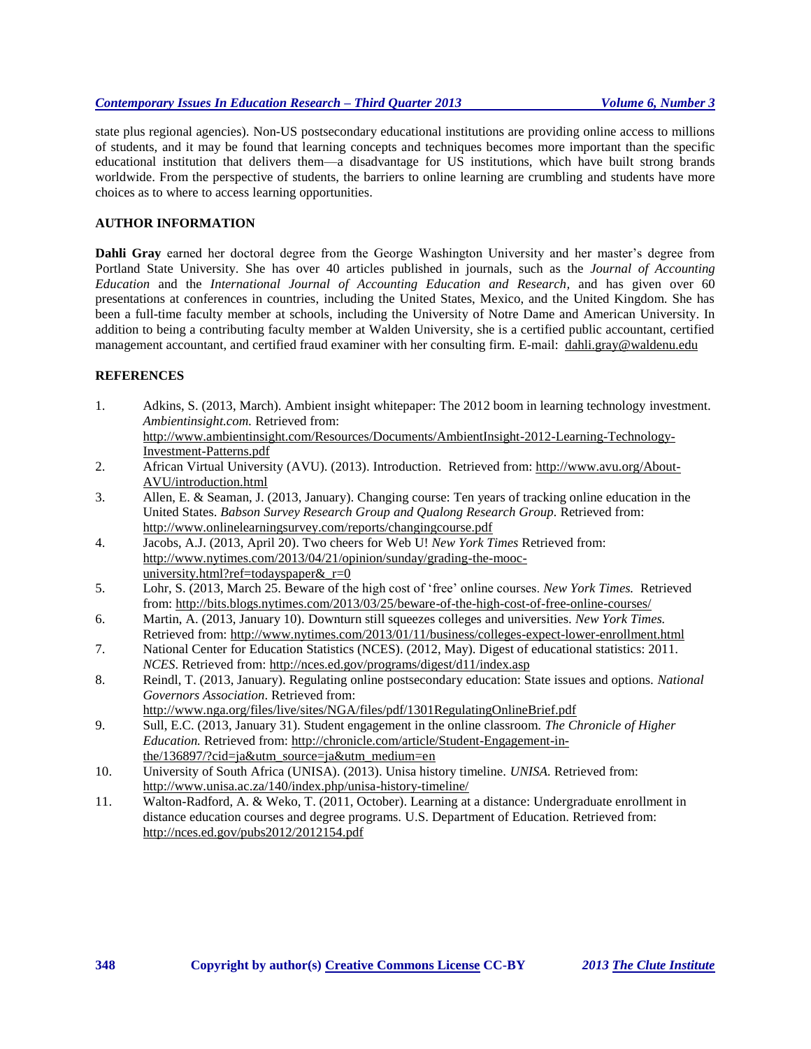state plus regional agencies). Non-US postsecondary educational institutions are providing online access to millions of students, and it may be found that learning concepts and techniques becomes more important than the specific educational institution that delivers them—a disadvantage for US institutions, which have built strong brands worldwide. From the perspective of students, the barriers to online learning are crumbling and students have more choices as to where to access learning opportunities.

## AUTHOR INFORMATION

**Dahli Gray** earned her doctoral degree from the George Washington University and her master's degree from Portland State University. She has over 40 articles published in journals, such as the *Journal of Accounting Education* and the *International Journal of Accounting Education and Research*, and has given over 60 presentations at conferences in countries, including the United States, Mexico, and the United Kingdom. She has been a full-time faculty member at schools, including the University of Notre Dame and American University. In addition to being a contributing faculty member at Walden University, she is a certified public accountant, certified management accountant, and certified fraud examiner with her consulting firm. E-mail: dahli.gray@waldenu.edu

## REFERENCES

1. Adkins, S. (2013, March). Ambient insight whitepaper: The 2012 boom in learning technology investment. *Ambientinsight.com.* Retrieved from: http://www.ambientinsight.com/Resources/Documents/AmbientInsight-2012-Learning-Technology-Investment-Patterns.pdf
2. African Virtual University (AVU). (2013). Introduction. Retrieved from: http://www.avu.org/About-AVU/introduction.html
3. Allen, E. & Seaman, J. (2013, January). Changing course: Ten years of tracking online education in the United States. *Babson Survey Research Group and Qualong Research Group*. Retrieved from: http://www.onlinelearningsurvey.com/reports/changingcourse.pdf
4. Jacobs, A.J. (2013, April 20). Two cheers for Web U! *New York Times* Retrieved from: http://www.nytimes.com/2013/04/21/opinion/sunday/grading-the-mooc-university.html?ref=todayspaper&_r=0
5. Lohr, S. (2013, March 25. Beware of the high cost of 'free' online courses. *New York Times.* Retrieved from: http://bits.blogs.nytimes.com/2013/03/25/beware-of-the-high-cost-of-free-online-courses/
6. Martin, A. (2013, January 10). Downturn still squeezes colleges and universities. *New York Times.* Retrieved from: http://www.nytimes.com/2013/01/11/business/colleges-expect-lower-enrollment.html
7. National Center for Education Statistics (NCES). (2012, May). Digest of educational statistics: 2011. *NCES*. Retrieved from: http://nces.ed.gov/programs/digest/d11/index.asp
8. Reindl, T. (2013, January). Regulating online postsecondary education: State issues and options. *National Governors Association*. Retrieved from: http://www.nga.org/files/live/sites/NGA/files/pdf/1301RegulatingOnlineBrief.pdf
9. Sull, E.C. (2013, January 31). Student engagement in the online classroom. *The Chronicle of Higher Education.* Retrieved from: http://chronicle.com/article/Student-Engagement-in-the/136897/?cid=ja&utm_source=ja&utm_medium=en
10. University of South Africa (UNISA). (2013). Unisa history timeline. *UNISA.* Retrieved from: http://www.unisa.ac.za/140/index.php/unisa-history-timeline/
11. Walton-Radford, A. & Weko, T. (2011, October). Learning at a distance: Undergraduate enrollment in distance education courses and degree programs. U.S. Department of Education. Retrieved from: http://nces.ed.gov/pubs2012/2012154.pdf